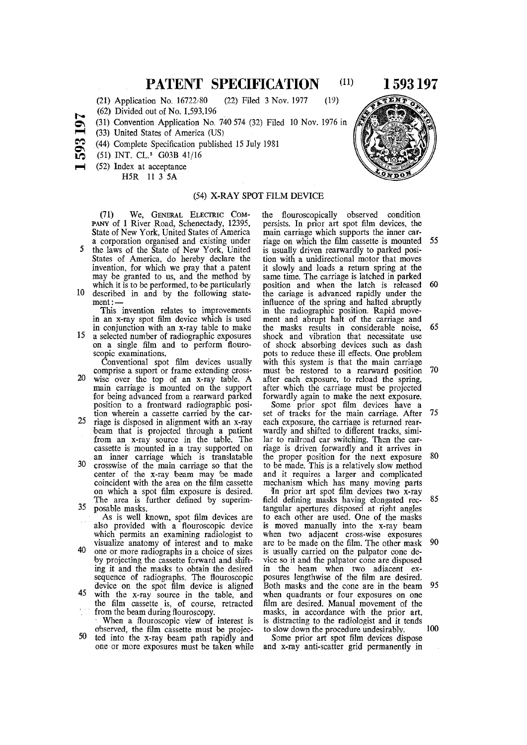# PATENT SPECIFICATION

(11) **1 593 197**

(21) Application No. 16722/80 (22) Filed 3 Nov. 1977 (19)

(62) Divided out of No. 1,593,196

(31) Convention Application No. 740 574 (32) Filed 10 Nov. 1976 in

(33) United States of America (US)

(44) Complete Specification published 15 July 1981

(51) INT. CL.[3] G03B 41/16

(52) Index at acceptance

H5R 11 3 5A

## (54) X-RAY SPOT FILM DEVICE

(71) We, GENERAL ELECTRIC COMPANY of 1 River Road, Schenectady, 12395, State of New York, United States of America a corporation organised and existing under the laws of the State of New York, United States of America, do hereby declare the invention, for which we pray that a patent may be granted to us, and the method by which it is to be performed, to be particularly described in and by the following statement:—

This invention relates to improvements in an x-ray spot film device which is used in conjunction with an x-ray table to make a selected number of radiographic exposures on a single film and to perform flouroscopic examinations.

Conventional spot film devices usually comprise a suport or frame extending crosswise over the top of an x-ray table. A main carriage is mounted on the support for being advanced from a rearward parked position to a frontward radiographic position wherein a cassette carried by the carriage is disposed in alignment with an x-ray beam that is projected through a patient from an x-ray source in the table. The cassette is mounted in a tray supported on an inner carriage which is translatable crosswise of the main carriage so that the center of the x-ray beam may be made coincident with the area on the film cassette on which a spot film exposure is desired. The area is further defined by superimposable masks.

As is well known, spot film devices are also provided with a flouroscopic device which permits an examining radiologist to visualize anatomy of interest and to make one or more radiographs in a choice of sizes by projecting the cassette forward and shifting it and the masks to obtain the desired sequence of radiographs. The flouroscopic device on the spot film device is aligned with the x-ray source in the table, and the film cassette is, of course, retracted from the beam during flouroscopy.

When a flouroscopic view of interest is observed, the film cassette must be projected into the x-ray beam path rapidly and one or more exposures must be taken while the flouroscopically observed condition persists. In prior art spot film devices, the main carriage which supports the inner carriage on which the film cassette is mounted is usually driven rearwardly to parked position with a unidirectional motor that moves it slowly and loads a return spring at the same time. The carriage is latched in parked position and when the latch is released the cariage is advanced rapidly under the influence of the spring and halted abruptly in the radiographic position. Rapid movement and abrupt halt of the carriage and the masks results in considerable noise, shock and vibration that necessitate use of shock absorbing devices such as dash pots to reduce these ill effects. One problem with this system is that the main carriage must be restored to a rearward position after each exposure, to reload the spring, after which the carriage must be projected forwardly again to make the next exposure.

Some prior spot film devices have a set of tracks for the main carriage. After each exposure, the carriage is returned rearwardly and shifted to different tracks, similar to railroad car switching. Then the carriage is driven forwardly and it arrives in the proper position for the next exposure to be made. This is a relatively slow method and it requires a larger and complicated mechanism which has many moving parts

In prior art spot film devices two x-ray field defining masks having elongated rectangular apertures disposed at right angles to each other are used. One of the masks is moved manually into the x-ray beam when two adjacent cross-wise exposures are to be made on the film. The other mask is usually carried on the palpator cone device so it and the palpator cone are disposed in the beam when two adjacent exposures lengthwise of the film are desired. Both masks and the cone are in the beam when quadrants or four exposures on one film are desired. Manual movement of the masks, in accordance with the prior art, is distracting to the radiologist and it tends to slow down the procedure undesirably.

Some prior art spot film devices dispose and x-ray anti-scatter grid permanently in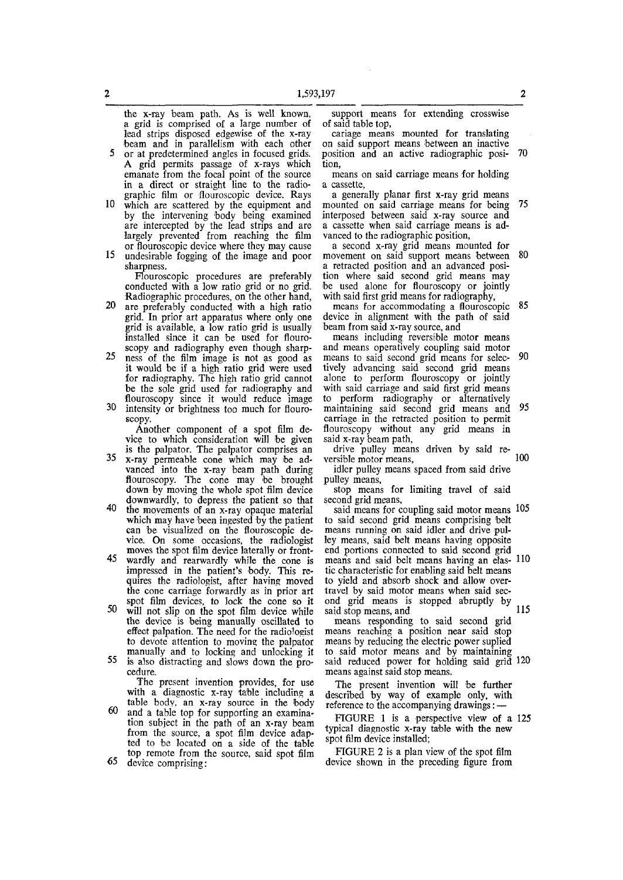the x-ray beam path. As is well known, a grid is comprised of a large number of lead strips disposed edgewise of the x-ray beam and in parallelism with each other or at predetermined angles in focused grids. A grid permits passage of x-rays which emanate from the focal point of the source in a direct or straight line to the radiographic film or flouroscopic device. Rays which are scattered by the equipment and by the intervening body being examined are intercepted by the lead strips and are largely prevented from reaching the film or flouroscopic device where they may cause undesirable fogging of the image and poor sharpness.

Flouroscopic procedures are preferably conducted with a low ratio grid or no grid. Radiographic procedures, on the other hand, are preferably conducted with a high ratio grid. In prior art apparatus where only one grid is available, a low ratio grid is usually installed since it can be used for flouroscopy and radiography even though sharpness of the film image is not as good as it would be if a high ratio grid were used for radiography. The high ratio grid cannot be the sole grid used for radiography and flouroscopy since it would reduce image intensity or brightness too much for flouroscopy.

Another component of a spot film device to which consideration will be given is the palpator. The palpator comprises an x-ray permeable cone which may be advanced into the x-ray beam path during flouroscopy. The cone may be brought down by moving the whole spot film device downwardly, to depress the patient so that the movements of an x-ray opaque material which may have been ingested by the patient can be visualized on the flouroscopic device. On some occasions, the radiologist moves the spot film device laterally or frontwardly and rearwardly while the cone is impressed in the patient's body. This requires the radiologist, after having moved the cone carriage forwardly as in prior art spot film devices, to lock the cone so it will not slip on the spot film device while the device is being manually oscillated to effect palpation. The need for the radiologist to devote attention to moving the palpator manually and to locking and unlocking it is also distracting and slows down the procedure.

The present invention provides, for use with a diagnostic x-ray table including a table body, an x-ray source in the body and a table top for supporting an examination subject in the path of an x-ray beam from the source, a spot film device adapted to be located on a side of the table top remote from the source, said spot film device comprising:

support means for extending crosswise of said table top,

cariage means mounted for translating on said support means between an inactive position and an active radiographic position,

means on said carriage means for holding a cassette,

a generally planar first x-ray grid means mounted on said carriage means for being interposed between said x-ray source and a cassette when said carriage means is advanced to the radiographic position,

a second x-ray grid means mounted for movement on said support means between a retracted position and an advanced position where said second grid means may be used alone for flouroscopy or jointly with said first grid means for radiography,

means for accommodating a flouroscopic device in alignment with the path of said beam from said x-ray source, and

means including reversible motor means and means operatively coupling said motor means to said second grid means for selectively advancing said second grid means alone to perform flouroscopy or jointly with said carriage and said first grid means to perform radiography or alternatively maintaining said second grid means and carriage in the retracted position to permit flouroscopy without any grid means in said x-ray beam path,

drive pulley means driven by said reversible motor means,

idler pulley means spaced from said drive pulley means,

stop means for limiting travel of said second grid means,

said means for coupling said motor means to said second grid means comprising belt means running on said idler and drive pulley means, said belt means having opposite end portions connected to said second grid means and said belt means having an elastic characteristic for enabling said belt means to yield and absorb shock and allow overtravel by said motor means when said second grid means is stopped abruptly by said stop means, and

means responding to said second grid means reaching a position near said stop means by reducing the electric power suplied to said motor means and by maintaining said reduced power for holding said grid means against said stop means.

The present invention will be further described by way of example only, with reference to the accompanying drawings:—

FIGURE 1 is a perspective view of a typical diagnostic x-ray table with the new spot film device installed;

FIGURE 2 is a plan view of the spot film device shown in the preceding figure from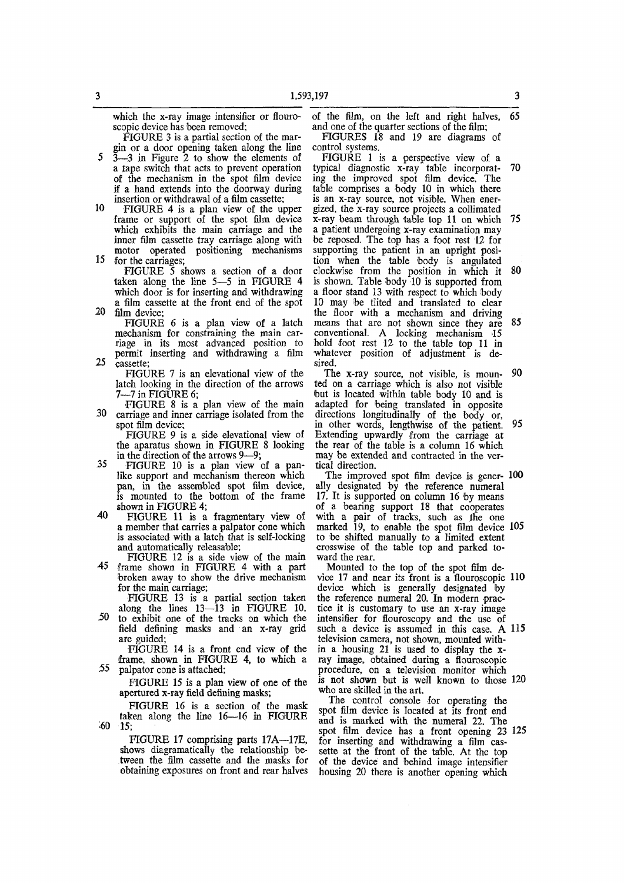which the x-ray image intensifier or flouroscopic device has been removed;

FIGURE 3 is a partial section of the margin or a door opening taken along the line 3—3 in Figure 2 to show the elements of a tape switch that acts to prevent operation of the mechanism in the spot film device if a hand extends into the doorway during insertion or withdrawal of a film cassette;

FIGURE 4 is a plan view of the upper frame or support of the spot film device which exhibits the main carriage and the inner film cassette tray carriage along with motor operated positioning mechanisms for the carriages;

FIGURE 5 shows a section of a door taken along the line 5—5 in FIGURE 4 which door is for inserting and withdrawing a film cassette at the front end of the spot film device;

FIGURE 6 is a plan view of a latch mechanism for constraining the main carriage in its most advanced position to permit inserting and withdrawing a film cassette;

FIGURE 7 is an elevational view of the latch looking in the direction of the arrows 7—7 in FIGURE 6;

FIGURE 8 is a plan view of the main carriage and inner carriage isolated from the spot film device;

FIGURE 9 is a side elevational view of the apparatus shown in FIGURE 8 looking in the direction of the arrows 9—9;

FIGURE 10 is a plan view of a pan-like support and mechanism thereon which pan, in the assembled spot film device, is mounted to the bottom of the frame shown in FIGURE 4;

FIGURE 11 is a fragmentary view of a member that carries a palpator cone which is associated with a latch that is self-locking and automatically releasable;

FIGURE 12 is a side view of the main frame shown in FIGURE 4 with a part broken away to show the drive mechanism for the main carriage;

FIGURE 13 is a partial section taken along the lines 13—13 in FIGURE 10, to exhibit one of the tracks on which the field defining masks and an x-ray grid are guided;

FIGURE 14 is a front end view of the frame, shown in FIGURE 4, to which a palpator cone is attached;

FIGURE 15 is a plan view of one of the apertured x-ray field defining masks;

FIGURE 16 is a section of the mask taken along the line 16—16 in FIGURE 15;

FIGURE 17 comprising parts 17A—17E, shows diagramatically the relationship between the film cassette and the masks for obtaining exposures on front and rear halves of the film, on the left and right halves, and one of the quarter sections of the film;

FIGURES 18 and 19 are diagrams of control systems.

FIGURE 1 is a perspective view of a typical diagnostic x-ray table incorporating the improved spot film device. The table comprises a body 10 in which there is an x-ray source, not visible. When energized, the x-ray source projects a collimated x-ray beam through table top 11 on which a patient undergoing x-ray examination may be reposed. The top has a foot rest 12 for supporting the patient in an upright position when the table body is angulated clockwise from the position in which it is shown. Table body 10 is supported from a floor stand 13 with respect to which body 10 may be tlited and translated to clear the floor with a mechanism and driving means that are not shown since they are conventional. A locking mechanism 15 hold foot rest 12 to the table top 11 in whatever position of adjustment is desired.

The x-ray source, not visible, is mounted on a carriage which is also not visible but is located within table body 10 and is adapted for being translated in opposite directions longitudinally of the body or, in other words, lengthwise of the patient. Extending upwardly from the carriage at the rear of the table is a column 16 which may be extended and contracted in the vertical direction.

The improved spot film device is generally designated by the reference numeral 17. It is supported on column 16 by means of a bearing support 18 that cooperates with a pair of tracks, such as the one marked 19, to enable the spot film device to be shifted manually to a limited extent crosswise of the table top and parked toward the rear.

Mounted to the top of the spot film device 17 and near its front is a flouroscopic device which is generally designated by the reference numeral 20. In modern practice it is customary to use an x-ray image intensifier for flouroscopy and the use of such a device is assumed in this case. A television camera, not shown, mounted within a housing 21 is used to display the x-ray image, obtained during a flouroscopic procedure, on a television monitor which is not shown but is well known to those who are skilled in the art.

The control console for operating the spot film device is located at its front end and is marked with the numeral 22. The spot film device has a front opening 23 for inserting and withdrawing a film cassette at the front of the table. At the top of the device and behind image intensifier housing 20 there is another opening which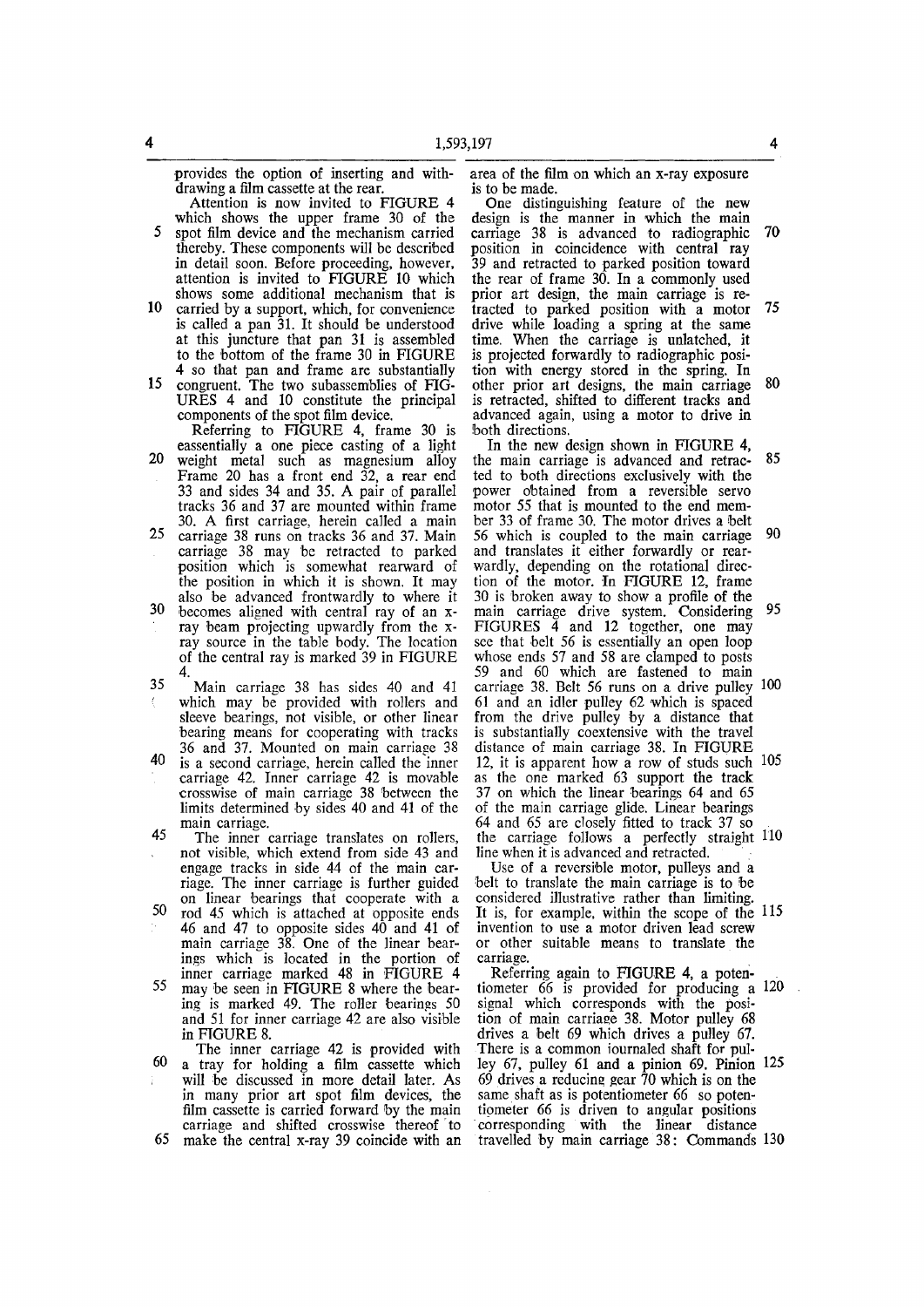provides the option of inserting and withdrawing a film cassette at the rear.

Attention is now invited to FIGURE 4 which shows the upper frame 30 of the spot film device and the mechanism carried thereby. These components will be described in detail soon. Before proceeding, however, attention is invited to FIGURE 10 which shows some additional mechanism that is carried by a support, which, for convenience is called a pan 31. It should be understood at this juncture that pan 31 is assembled to the bottom of the frame 30 in FIGURE 4 so that pan and frame are substantially congruent. The two subassemblies of FIGURES 4 and 10 constitute the principal components of the spot film device.

Referring to FIGURE 4, frame 30 is eassentially a one piece casting of a light weight metal such as magnesium alloy Frame 20 has a front end 32, a rear end 33 and sides 34 and 35. A pair of parallel tracks 36 and 37 are mounted within frame 30. A first carriage, herein called a main carriage 38 runs on tracks 36 and 37. Main carriage 38 may be retracted to parked position which is somewhat rearward of the position in which it is shown. It may also be advanced frontwardly to where it becomes aligned with central ray of an x-ray beam projecting upwardly from the x-ray source in the table body. The location of the central ray is marked 39 in FIGURE 4.

Main carriage 38 has sides 40 and 41 which may be provided with rollers and sleeve bearings, not visible, or other linear bearing means for cooperating with tracks 36 and 37. Mounted on main carriage 38 is a second carriage, herein called the inner carriage 42. Inner carriage 42 is movable crosswise of main carriage 38 between the limits determined by sides 40 and 41 of the main carriage.

The inner carriage translates on rollers, not visible, which extend from side 43 and engage tracks in side 44 of the main carriage. The inner carriage is further guided on linear bearings that cooperate with a rod 45 which is attached at opposite ends 46 and 47 to opposite sides 40 and 41 of main carriage 38. One of the linear bearings which is located in the portion of inner carriage marked 48 in FIGURE 4 may be seen in FIGURE 8 where the bearing is marked 49. The roller bearings 50 and 51 for inner carriage 42 are also visible in FIGURE 8.

The inner carriage 42 is provided with a tray for holding a film cassette which will be discussed in more detail later. As in many prior art spot film devices, the film cassette is carried forward by the main carriage and shifted crosswise thereof to make the central x-ray 39 coincide with an area of the film on which an x-ray exposure is to be made.

One distinguishing feature of the new design is the manner in which the main carriage 38 is advanced to radiographic position in coincidence with central ray 39 and retracted to parked position toward the rear of frame 30. In a commonly used prior art design, the main carriage is retracted to parked position with a motor drive while loading a spring at the same time. When the carriage is unlatched, it is projected forwardly to radiographic position with energy stored in the spring. In other prior art designs, the main carriage is retracted, shifted to different tracks and advanced again, using a motor to drive in both directions.

In the new design shown in FIGURE 4, the main carriage is advanced and retracted to both directions exclusively with the power obtained from a reversible servo motor 55 that is mounted to the end member 33 of frame 30. The motor drives a belt 56 which is coupled to the main carriage and translates it either forwardly or rearwardly, depending on the rotational direction of the motor. In FIGURE 12, frame 30 is broken away to show a profile of the main carriage drive system. Considering FIGURES 4 and 12 together, one may see that belt 56 is essentially an open loop whose ends 57 and 58 are clamped to posts 59 and 60 which are fastened to main carriage 38. Belt 56 runs on a drive pulley 61 and an idler pulley 62 which is spaced from the drive pulley by a distance that is substantially coextensive with the travel distance of main carriage 38. In FIGURE 12, it is apparent how a row of studs such as the one marked 63 support the track 37 on which the linear bearings 64 and 65 of the main carriage glide. Linear bearings 64 and 65 are closely fitted to track 37 so the carriage follows a perfectly straight line when it is advanced and retracted.

Use of a reversible motor, pulleys and a belt to translate the main carriage is to be considered illustrative rather than limiting. It is, for example, within the scope of the invention to use a motor driven lead screw or other suitable means to translate the carriage.

Referring again to FIGURE 4, a potentiometer 66 is provided for producing a signal which corresponds with the position of main carriage 38. Motor pulley 68 drives a belt 69 which drives a pulley 67. There is a common journaled shaft for pulley 67, pulley 61 and a pinion 69. Pinion 69 drives a reducing gear 70 which is on the same shaft as is potentiometer 66 so potentiometer 66 is driven to angular positions corresponding with the linear distance travelled by main carriage 38: Commands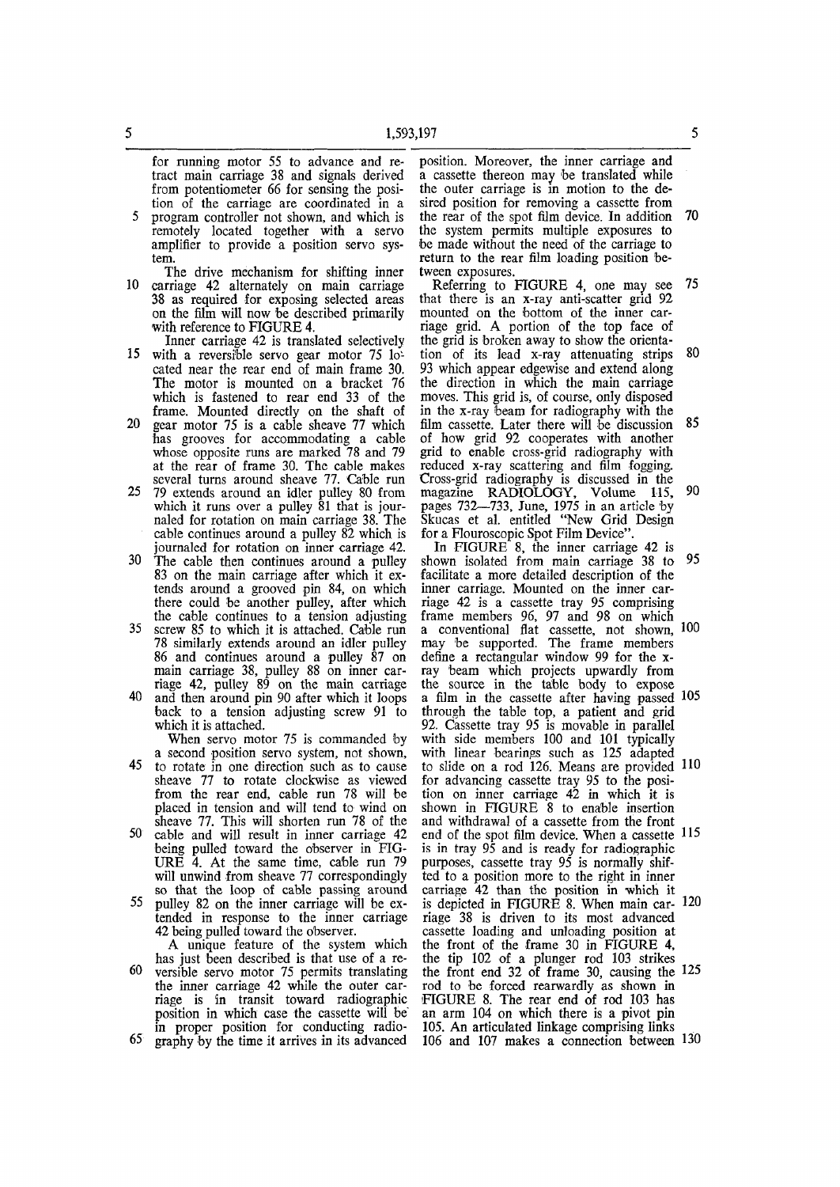for running motor 55 to advance and retract main carriage 38 and signals derived from potentiometer 66 for sensing the position of the carriage are coordinated in a program controller not shown, and which is remotely located together with a servo amplifier to provide a position servo system.

The drive mechanism for shifting inner carriage 42 alternately on main carriage 38 as required for exposing selected areas on the film will now be described primarily with reference to FIGURE 4.

Inner carriage 42 is translated selectively with a reversible servo gear motor 75 located near the rear end of main frame 30. The motor is mounted on a bracket 76 which is fastened to rear end 33 of the frame. Mounted directly on the shaft of gear motor 75 is a cable sheave 77 which has grooves for accommodating a cable whose opposite runs are marked 78 and 79 at the rear of frame 30. The cable makes several turns around sheave 77. Cable run 79 extends around an idler pulley 80 from which it runs over a pulley 81 that is journaled for rotation on main carriage 38. The cable continues around a pulley 82 which is journaled for rotation on inner carriage 42. The cable then continues around a pulley 83 on the main carriage after which it extends around a grooved pin 84, on which there could be another pulley, after which the cable continues to a tension adjusting screw 85 to which it is attached. Cable run 78 similarly extends around an idler pulley 86 and continues around a pulley 87 on main carriage 38, pulley 88 on inner carriage 42, pulley 89 on the main carriage and then around pin 90 after which it loops back to a tension adjusting screw 91 to which it is attached.

When servo motor 75 is commanded by a second position servo system, not shown, to rotate in one direction such as to cause sheave 77 to rotate clockwise as viewed from the rear end, cable run 78 will be placed in tension and will tend to wind on sheave 77. This will shorten run 78 of the cable and will result in inner carriage 42 being pulled toward the observer in FIGURE 4. At the same time, cable run 79 will unwind from sheave 77 correspondingly so that the loop of cable passing around pulley 82 on the inner carriage will be extended in response to the inner carriage 42 being pulled toward the observer.

A unique feature of the system which has just been described is that use of a reversible servo motor 75 permits translating the inner carriage 42 while the outer carriage is in transit toward radiographic position in which case the cassette will be in proper position for conducting radiography by the time it arrives in its advanced position. Moreover, the inner carriage and a cassette thereon may be translated while the outer carriage is in motion to the desired position for removing a cassette from the rear of the spot film device. In addition the system permits multiple exposures to be made without the need of the carriage to return to the rear film loading position between exposures.

Referring to FIGURE 4, one may see that there is an x-ray anti-scatter grid 92 mounted on the bottom of the inner carriage grid. A portion of the top face of the grid is broken away to show the orientation of its lead x-ray attenuating strips 93 which appear edgewise and extend along the direction in which the main carriage moves. This grid is, of course, only disposed in the x-ray beam for radiography with the film cassette. Later there will be discussion of how grid 92 cooperates with another grid to enable cross-grid radiography with reduced x-ray scattering and film fogging. Cross-grid radiography is discussed in the magazine RADIOLOGY, Volume 115, pages 732—733, June, 1975 in an article by Skucas et al. entitled "New Grid Design for a Flouroscopic Spot Film Device".

In FIGURE 8, the inner carriage 42 is shown isolated from main carriage 38 to facilitate a more detailed description of the inner carriage. Mounted on the inner carriage 42 is a cassette tray 95 comprising frame members 96, 97 and 98 on which a conventional flat cassette, not shown, may be supported. The frame members define a rectangular window 99 for the x-ray beam which projects upwardly from the source in the table body to expose a film in the cassette after having passed through the table top, a patient and grid 92. Cassette tray 95 is movable in parallel with side members 100 and 101 typically with linear bearings such as 125 adapted to slide on a rod 126. Means are provided for advancing cassette tray 95 to the position on inner carriage 42 in which it is shown in FIGURE 8 to enable insertion and withdrawal of a cassette from the front end of the spot film device. When a cassette is in tray 95 and is ready for radiographic purposes, cassette tray 95 is normally shifted to a position more to the right in inner carriage 42 than the position in which it is depicted in FIGURE 8. When main carriage 38 is driven to its most advanced cassette loading and unloading position at the front of the frame 30 in FIGURE 4, the tip 102 of a plunger rod 103 strikes the front end 32 of frame 30, causing the rod to be forced rearwardly as shown in FIGURE 8. The rear end of rod 103 has an arm 104 on which there is a pivot pin 105. An articulated linkage comprising links 106 and 107 makes a connection between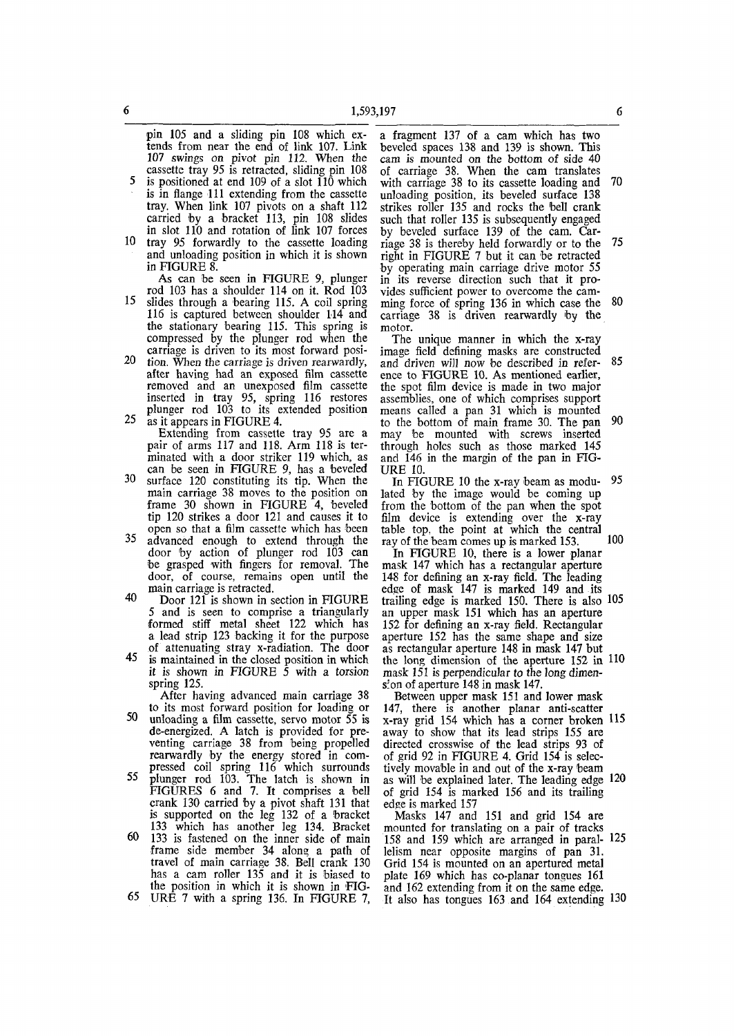pin 105 and a sliding pin 108 which extends from near the end of link 107. Link 107 swings on pivot pin 112. When the cassette tray 95 is retracted, sliding pin 108 is positioned at end 109 of a slot 110 which is in flange 111 extending from the cassette tray. When link 107 pivots on a shaft 112 carried by a bracket 113, pin 108 slides in slot 110 and rotation of link 107 forces tray 95 forwardly to the cassette loading and unloading position in which it is shown in FIGURE 8.

As can be seen in FIGURE 9, plunger rod 103 has a shoulder 114 on it. Rod 103 slides through a bearing 115. A coil spring 116 is captured between shoulder 114 and the stationary bearing 115. This spring is compressed by the plunger rod when the carriage is driven to its most forward position. When the carriage is driven rearwardly, after having had an exposed film cassette removed and an unexposed film cassette inserted in tray 95, spring 116 restores plunger rod 103 to its extended position as it appears in FIGURE 4.

Extending from cassette tray 95 are a pair of arms 117 and 118. Arm 118 is terminated with a door striker 119 which, as can be seen in FIGURE 9, has a beveled surface 120 constituting its tip. When the main carriage 38 moves to the position on frame 30 shown in FIGURE 4, beveled tip 120 strikes a door 121 and causes it to open so that a film cassette which has been advanced enough to extend through the door by action of plunger rod 103 can be grasped with fingers for removal. The door, of course, remains open until the main carriage is retracted.

Door 121 is shown in section in FIGURE 5 and is seen to comprise a triangularly formed stiff metal sheet 122 which has a lead strip 123 backing it for the purpose of attenuating stray x-radiation. The door is maintained in the closed position in which it is shown in FIGURE 5 with a torsion spring 125.

After having advanced main carriage 38 to its most forward position for loading or unloading a film cassette, servo motor 55 is de-energized. A latch is provided for preventing carriage 38 from being propelled rearwardly by the energy stored in compressed coil spring 116 which surrounds plunger rod 103. The latch is shown in FIGURES 6 and 7. It comprises a bell crank 130 carried by a pivot shaft 131 that is supported on the leg 132 of a bracket 133 which has another leg 134. Bracket 133 is fastened on the inner side of main frame side member 34 along a path of travel of main carriage 38. Bell crank 130 has a cam roller 135 and it is biased to the position in which it is shown in FIGURE 7 with a spring 136. In FIGURE 7, a fragment 137 of a cam which has two beveled spaces 138 and 139 is shown. This cam is mounted on the bottom of side 40 of carriage 38. When the cam translates with carriage 38 to its cassette loading and unloading position, its beveled surface 138 strikes roller 135 and rocks the bell crank such that roller 135 is subsequently engaged by beveled surface 139 of the cam. Carriage 38 is thereby held forwardly or to the right in FIGURE 7 but it can be retracted by operating main carriage drive motor 55 in its reverse direction such that it provides sufficient power to overcome the camming force of spring 136 in which case the carriage 38 is driven rearwardly by the motor.

The unique manner in which the x-ray image field defining masks are constructed and driven will now be described in reference to FIGURE 10. As mentioned earlier, the spot film device is made in two major assemblies, one of which comprises support means called a pan 31 which is mounted to the bottom of main frame 30. The pan may be mounted with screws inserted through holes such as those marked 145 and 146 in the margin of the pan in FIGURE 10.

In FIGURE 10 the x-ray beam as modulated by the image would be coming up from the bottom of the pan when the spot film device is extending over the x-ray table top, the point at which the central ray of the beam comes up is marked 153.

In FIGURE 10, there is a lower planar mask 147 which has a rectangular aperture 148 for defining an x-ray field. The leading edge of mask 147 is marked 149 and its trailing edge is marked 150. There is also an upper mask 151 which has an aperture 152 for defining an x-ray field. Rectangular aperture 152 has the same shape and size as rectangular aperture 148 in mask 147 but the long dimension of the aperture 152 in mask 151 is perpendicular to the long dimension of aperture 148 in mask 147.

Between upper mask 151 and lower mask 147, there is another planar anti-scatter x-ray grid 154 which has a corner broken away to show that its lead strips 155 are directed crosswise of the lead strips 93 of of grid 92 in FIGURE 4. Grid 154 is selectively movable in and out of the x-ray beam as will be explained later. The leading edge of grid 154 is marked 156 and its trailing edge is marked 157

Masks 147 and 151 and grid 154 are mounted for translating on a pair of tracks 158 and 159 which are arranged in parallelism near opposite margins of pan 31. Grid 154 is mounted on an apertured metal plate 169 which has co-planar tongues 161 and 162 extending from it on the same edge. It also has tongues 163 and 164 extending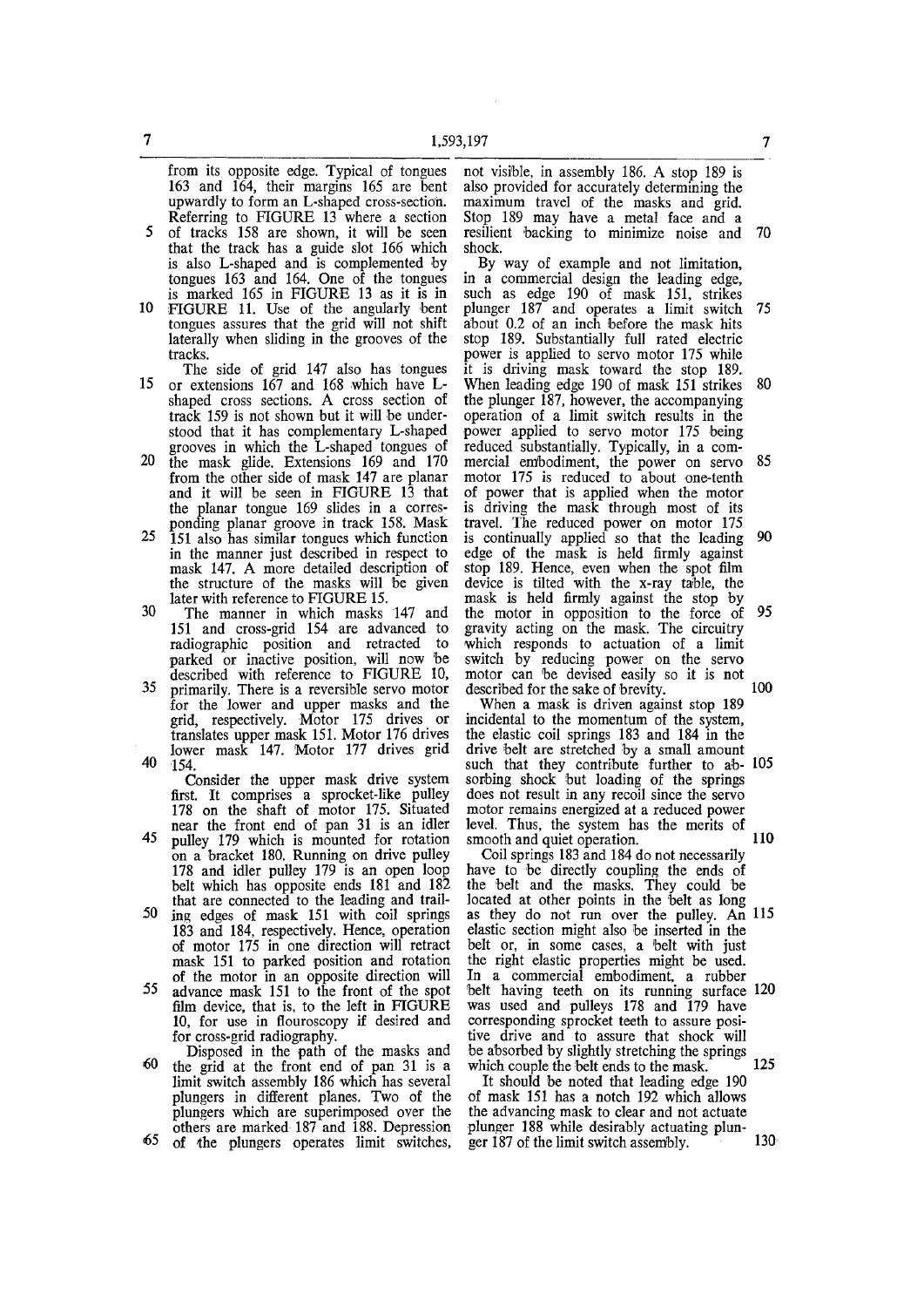from its opposite edge. Typical of tongues 163 and 164, their margins 165 are bent upwardly to form an L-shaped cross-section. Referring to FIGURE 13 where a section of tracks 158 are shown, it will be seen that the track has a guide slot 166 which is also L-shaped and is complemented by tongues 163 and 164. One of the tongues is marked 165 in FIGURE 13 as it is in FIGURE 11. Use of the angularly bent tongues assures that the grid will not shift laterally when sliding in the grooves of the tracks.

The side of grid 147 also has tongues or extensions 167 and 168 which have L-shaped cross sections. A cross section of track 159 is not shown but it will be understood that it has complementary L-shaped grooves in which the L-shaped tongues of the mask glide. Extensions 169 and 170 from the other side of mask 147 are planar and it will be seen in FIGURE 13 that the planar tongue 169 slides in a corresponding planar groove in track 158. Mask 151 also has similar tongues which function in the manner just described in respect to mask 147. A more detailed description of the structure of the masks will be given later with reference to FIGURE 15.

The manner in which masks 147 and 151 and cross-grid 154 are advanced to radiographic position and retracted to parked or inactive position, will now be described with reference to FIGURE 10, primarily. There is a reversible servo motor for the lower and upper masks and the grid, respectively. Motor 175 drives or translates upper mask 151. Motor 176 drives lower mask 147. Motor 177 drives grid 154.

Consider the upper mask drive system first. It comprises a sprocket-like pulley 178 on the shaft of motor 175. Situated near the front end of pan 31 is an idler pulley 179 which is mounted for rotation on a bracket 180. Running on drive pulley 178 and idler pulley 179 is an open loop belt which has opposite ends 181 and 182 that are connected to the leading and trailing edges of mask 151 with coil springs 183 and 184, respectively. Hence, operation of motor 175 in one direction will retract mask 151 to parked position and rotation of the motor in an opposite direction will advance mask 151 to the front of the spot film device, that is, to the left in FIGURE 10, for use in flouroscopy if desired and for cross-grid radiography.

Disposed in the path of the masks and the grid at the front end of pan 31 is a limit switch assembly 186 which has several plungers in different planes. Two of the plungers which are superimposed over the others are marked 187 and 188. Depression of the plungers operates limit switches, not visible, in assembly 186. A stop 189 is also provided for accurately determining the maximum travel of the masks and grid. Stop 189 may have a metal face and a resilient backing to minimize noise and shock.

By way of example and not limitation, in a commercial design the leading edge, such as edge 190 of mask 151, strikes plunger 187 and operates a limit switch about 0.2 of an inch before the mask hits stop 189. Substantially full rated electric power is applied to servo motor 175 while it is driving mask toward the stop 189. When leading edge 190 of mask 151 strikes the plunger 187, however, the accompanying operation of a limit switch results in the power applied to servo motor 175 being reduced substantially. Typically, in a commercial embodiment, the power on servo motor 175 is reduced to about one-tenth of power that is applied when the motor is driving the mask through most of its travel. The reduced power on motor 175 is continually applied so that the leading edge of the mask is held firmly against stop 189. Hence, even when the spot film device is tilted with the x-ray table, the mask is held firmly against the stop by the motor in opposition to the force of gravity acting on the mask. The circuitry which responds to actuation of a limit switch by reducing power on the servo motor can be devised easily so it is not described for the sake of brevity.

When a mask is driven against stop 189 incidental to the momentum of the system, the elastic coil springs 183 and 184 in the drive belt are stretched by a small amount such that they contribute further to absorbing shock but loading of the springs does not result in any recoil since the servo motor remains energized at a reduced power level. Thus, the system has the merits of smooth and quiet operation.

Coil springs 183 and 184 do not necessarily have to be directly coupling the ends of the belt and the masks. They could be located at other points in the belt as long as they do not run over the pulley. An elastic section might also be inserted in the belt or, in some cases, a belt with just the right elastic properties might be used. In a commercial embodiment, a rubber belt having teeth on its running surface was used and pulleys 178 and 179 have corresponding sprocket teeth to assure positive drive and to assure that shock will be absorbed by slightly stretching the springs which couple the belt ends to the mask.

It should be noted that leading edge 190 of mask 151 has a notch 192 which allows the advancing mask to clear and not actuate plunger 188 while desirably actuating plunger 187 of the limit switch assembly.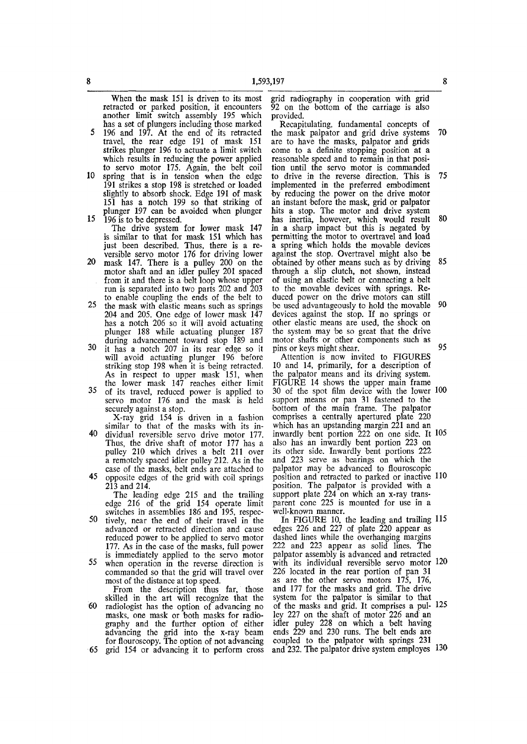When the mask 151 is driven to its most retracted or parked position, it encounters another limit switch assembly 195 which has a set of plungers including those marked 196 and 197. At the end of its retracted travel, the rear edge 191 of mask 151 strikes plunger 196 to actuate a limit switch which results in reducing the power applied to servo motor 175. Again, the belt coil spring that is in tension when the edge 191 strikes a stop 198 is stretched or loaded slightly to absorb shock. Edge 191 of mask 151 has a notch 199 so that striking of plunger 197 can be avoided when plunger 196 is to be depressed.

The drive system for lower mask 147 is similar to that for mask 151 which has just been described. Thus, there is a reversible servo motor 176 for driving lower mask 147. There is a pulley 200 on the motor shaft and an idler pulley 201 spaced from it and there is a belt loop whose upper run is separated into two parts 202 and 203 to enable coupling the ends of the belt to the mask with elastic means such as springs 204 and 205. One edge of lower mask 147 has a notch 206 so it will avoid actuating plunger 188 while actuating plunger 187 during advancement toward stop 189 and it has a notch 207 in its rear edge so it will avoid actuating plunger 196 before striking stop 198 when it is being retracted. As in respect to upper mask 151, when the lower mask 147 reaches either limit of its travel, reduced power is applied to servo motor 176 and the mask is held securely against a stop.

X-ray grid 154 is driven in a fashion similar to that of the masks with its individual reversible servo drive motor 177. Thus, the drive shaft of motor 177 has a pulley 210 which drives a belt 211 over a remotely spaced idler pulley 212. As in the case of the masks, belt ends are attached to opposite edges of the grid with coil springs 213 and 214.

The leading edge 215 and the trailing edge 216 of the grid 154 operate limit switches in assemblies 186 and 195, respectively, near the end of their travel in the advanced or retracted direction and cause reduced power to be applied to servo motor 177. As in the case of the masks, full power is immediately applied to the servo motor when operation in the reverse direction is commanded so that the grid will travel over most of the distance at top speed.

From the description thus far, those skilled in the art will recognize that the radiologist has the option of advancing no masks, one mask or both masks for radiography and the further option of either advancing the grid into the x-ray beam for flouroscopy. The option of not advancing grid 154 or advancing it to perform cross grid radiography in cooperation with grid 92 on the bottom of the carriage is also provided.

Recapitulating, fundamental concepts of the mask palpator and grid drive systems are to have the masks, palpator and grids come to a definite stopping position at a reasonable speed and to remain in that position until the servo motor is commanded to drive in the reverse direction. This is implemented in the preferred embodiment by reducing the power on the drive motor an instant before the mask, grid or palpator hits a stop. The motor and drive system has inertia, however, which would result in a sharp impact but this is negated by permitting the motor to overtravel and load a spring which holds the movable devices against the stop. Overtravel might also be obtained by other means such as by driving through a slip clutch, not shown, instead of using an elastic belt or connecting a belt to the movable devices with springs. Reduced power on the drive motors can still be used advantageously to hold the movable devices against the stop. If no springs or other elastic means are used, the shock on the system may be so great that the drive motor shafts or other components such as pins or keys might shear.

Attention is now invited to FIGURES 10 and 14, primarily, for a description of the palpator means and its driving system. FIGURE 14 shows the upper main frame 30 of the spot film device with the lower support means or pan 31 fastened to the bottom of the main frame. The palpator comprises a centrally apertured plate 220 which has an upstanding margin 221 and an inwardly bent portion 222 on one side. It also has an inwardly bent portion 223 on its other side. Inwardly bent portions 222 and 223 serve as bearings on which the palpator may be advanced to flouroscopic position and retracted to parked or inactive position. The palpator is provided with a support plate 224 on which an x-ray transparent cone 225 is mounted for use in a well-known manner.

In FIGURE 10, the leading and trailing edges 226 and 227 of plate 220 appear as dashed lines while the overhanging margins 222 and 223 appear as solid lines. The palpator assembly is advanced and retracted with its individual reversible servo motor 226 located in the rear portion of pan 31 as are the other servo motors 175, 176, and 177 for the masks and grid. The drive system for the palpator is similar to that of the masks and grid. It comprises a pulley 227 on the shaft of motor 226 and an idler puley 228 on which a belt having ends 229 and 230 runs. The belt ends are coupled to the palpator with springs 231 and 232. The palpator drive system employs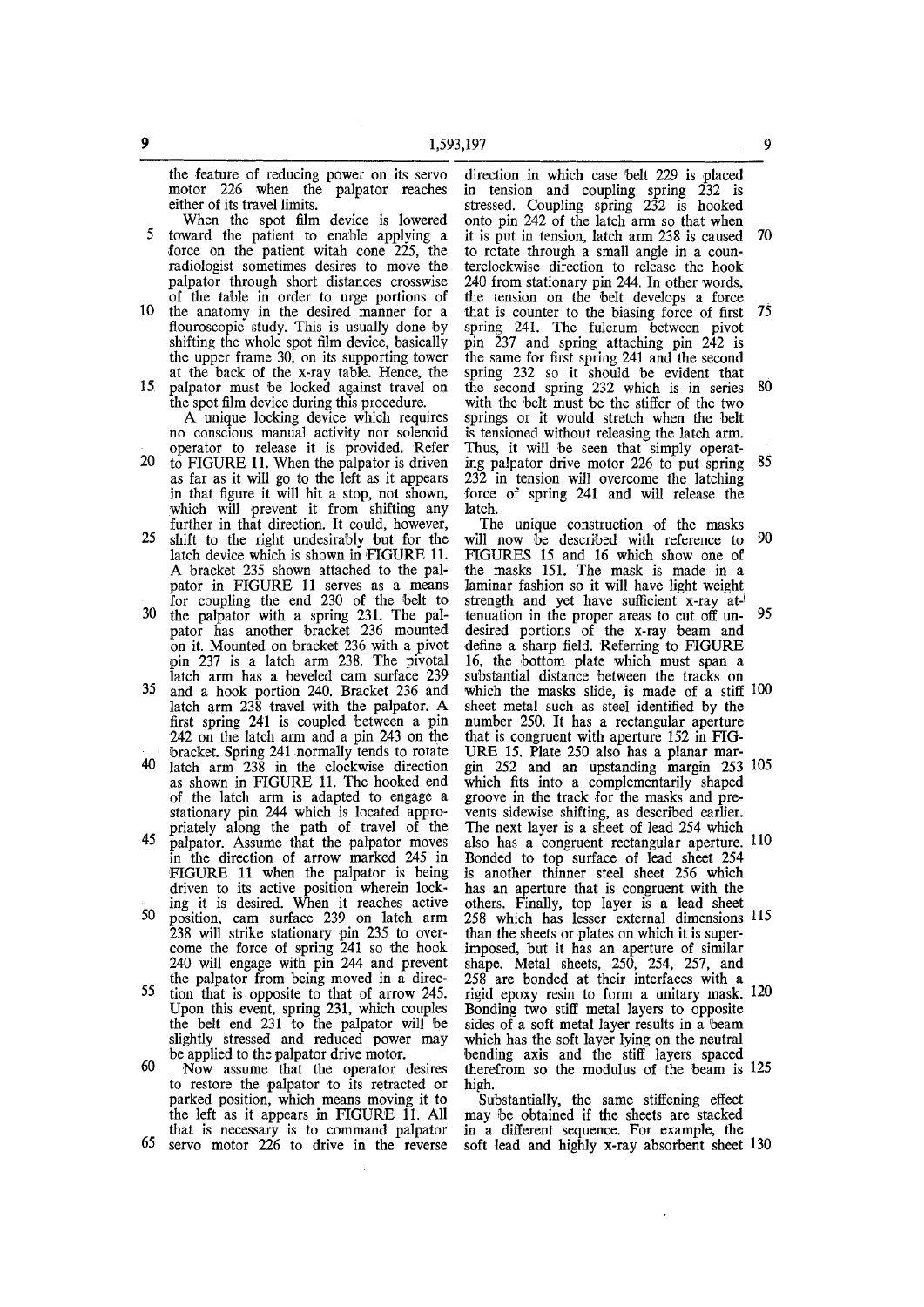the feature of reducing power on its servo motor 226 when the palpator reaches either of its travel limits.

When the spot film device is lowered toward the patient to enable applying a force on the patient witah cone 225, the radiologist sometimes desires to move the palpator through short distances crosswise of the table in order to urge portions of the anatomy in the desired manner for a flouroscopic study. This is usually done by shifting the whole spot film device, basically the upper frame 30, on its supporting tower at the back of the x-ray table. Hence, the palpator must be locked against travel on the spot film device during this procedure.

A unique locking device which requires no conscious manual activity nor solenoid operator to release it is provided. Refer to FIGURE 11. When the palpator is driven as far as it will go to the left as it appears in that figure it will hit a stop, not shown, which will prevent it from shifting any further in that direction. It could, however, shift to the right undesirably but for the latch device which is shown in FIGURE 11. A bracket 235 shown attached to the palpator in FIGURE 11 serves as a means for coupling the end 230 of the belt to the palpator with a spring 231. The palpator has another bracket 236 mounted on it. Mounted on bracket 236 with a pivot pin 237 is a latch arm 238. The pivotal latch arm has a beveled cam surface 239 and a hook portion 240. Bracket 236 and latch arm 238 travel with the palpator. A first spring 241 is coupled between a pin 242 on the latch arm and a pin 243 on the bracket. Spring 241 normally tends to rotate latch arm 238 in the clockwise direction as shown in FIGURE 11. The hooked end of the latch arm is adapted to engage a stationary pin 244 which is located appropriately along the path of travel of the palpator. Assume that the palpator moves in the direction of arrow marked 245 in FIGURE 11 when the palpator is being driven to its active position wherein locking it is desired. When it reaches active position, cam surface 239 on latch arm 238 will strike stationary pin 235 to overcome the force of spring 241 so the hook 240 will engage with pin 244 and prevent the palpator from being moved in a direction that is opposite to that of arrow 245. Upon this event, spring 231, which couples the belt end 231 to the palpator will be slightly stressed and reduced power may be applied to the palpator drive motor.

Now assume that the operator desires to restore the palpator to its retracted or parked position, which means moving it to the left as it appears in FIGURE 11. All that is necessary is to command palpator servo motor 226 to drive in the reverse direction in which case belt 229 is placed in tension and coupling spring 232 is stressed. Coupling spring 232 is hooked onto pin 242 of the latch arm so that when it is put in tension, latch arm 238 is caused to rotate through a small angle in a counterclockwise direction to release the hook 240 from stationary pin 244. In other words, the tension on the belt develops a force that is counter to the biasing force of first spring 241. The fulcrum between pivot pin 237 and spring attaching pin 242 is the same for first spring 241 and the second spring 232 so it should be evident that the second spring 232 which is in series with the belt must be the stiffer of the two springs or it would stretch when the belt is tensioned without releasing the latch arm. Thus, it will be seen that simply operating palpator drive motor 226 to put spring 232 in tension will overcome the latching force of spring 241 and will release the latch.

The unique construction of the masks will now be described with reference to FIGURES 15 and 16 which show one of the masks 151. The mask is made in a laminar fashion so it will have light weight strength and yet have sufficient x-ray attenuation in the proper areas to cut off undesired portions of the x-ray beam and define a sharp field. Referring to FIGURE 16, the bottom plate which must span a substantial distance between the tracks on which the masks slide, is made of a stiff sheet metal such as steel identified by the number 250. It has a rectangular aperture that is congruent with aperture 152 in FIGURE 15. Plate 250 also has a planar margin 252 and an upstanding margin 253 which fits into a complementarily shaped groove in the track for the masks and prevents sidewise shifting, as described earlier. The next layer is a sheet of lead 254 which also has a congruent rectangular aperture. Bonded to top surface of lead sheet 254 is another thinner steel sheet 256 which has an aperture that is congruent with the others. Finally, top layer is a lead sheet 258 which has lesser external dimensions than the sheets or plates on which it is superimposed, but it has an aperture of similar shape. Metal sheets, 250, 254, 257, and 258 are bonded at their interfaces with a rigid epoxy resin to form a unitary mask. Bonding two stiff metal layers to opposite sides of a soft metal layer results in a beam which has the soft layer lying on the neutral bending axis and the stiff layers spaced therefrom so the modulus of the beam is high.

Substantially, the same stiffening effect may be obtained if the sheets are stacked in a different sequence. For example, the soft lead and highly x-ray absorbent sheet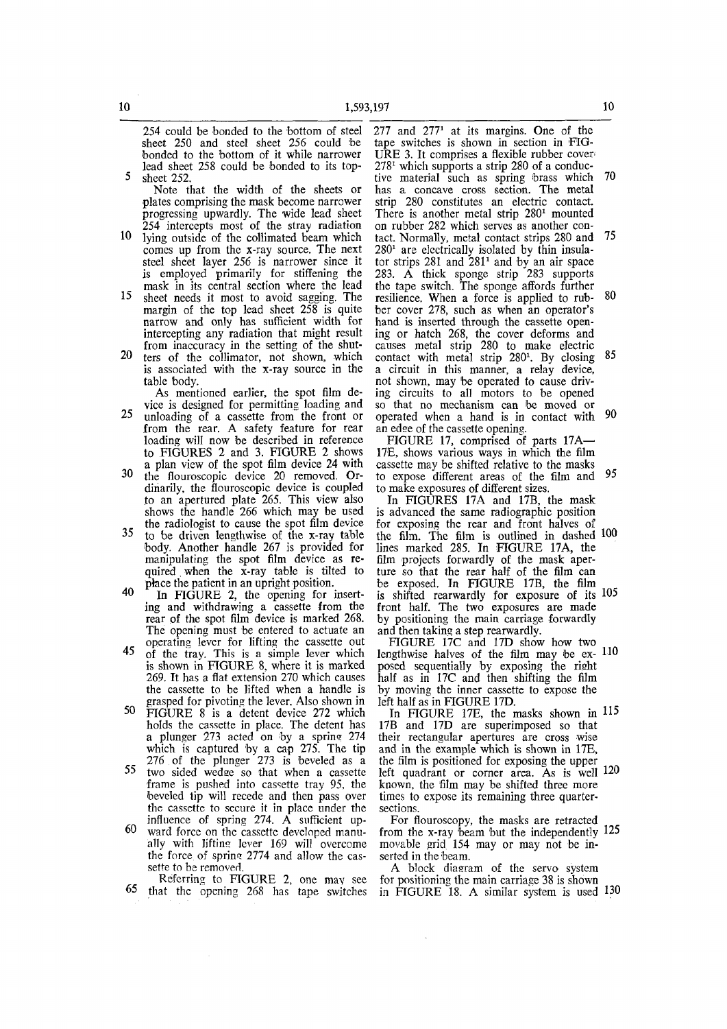254 could be bonded to the bottom of steel sheet 250 and steel sheet 256 could be bonded to the bottom of it while narrower lead sheet 258 could be bonded to its top sheet 252.

Note that the width of the sheets or plates comprising the mask become narrower progressing upwardly. The wide lead sheet 254 intercepts most of the stray radiation lying outside of the collimated beam which comes up from the x-ray source. The next steel sheet layer 256 is narrower since it is employed primarily for stiffening the mask in its central section where the lead sheet needs it most to avoid sagging. The margin of the top lead sheet 258 is quite narrow and only has sufficient width for intercepting any radiation that might result from inaccuracy in the setting of the shutters of the collimator, not shown, which is associated with the x-ray source in the table body.

As mentioned earlier, the spot film device is designed for permitting loading and unloading of a cassette from the front or from the rear. A safety feature for rear loading will now be described in reference to FIGURES 2 and 3. FIGURE 2 shows a plan view of the spot film device 24 with the flouroscopic device 20 removed. Ordinarily, the flouroscopic device is coupled to an apertured plate 265. This view also shows the handle 266 which may be used the radiologist to cause the spot film device to be driven lengthwise of the x-ray table body. Another handle 267 is provided for manipulating the spot film device as required when the x-ray table is tilted to place the patient in an upright position.

In FIGURE 2, the opening for inserting and withdrawing a cassette from the rear of the spot film device is marked 268. The opening must be entered to actuate an operating lever for lifting the cassette out of the tray. This is a simple lever which is shown in FIGURE 8, where it is marked 269. It has a flat extension 270 which causes the cassette to be lifted when a handle is grasped for pivoting the lever. Also shown in FIGURE 8 is a detent device 272 which holds the cassette in place. The detent has a plunger 273 acted on by a spring 274 which is captured by a cap 275. The tip 276 of the plunger 273 is beveled as a two sided wedge so that when a cassette frame is pushed into cassette tray 95, the beveled tip will recede and then pass over the cassette to secure it in place under the influence of spring 274. A sufficient upward force on the cassette developed manually with lifting lever 169 will overcome the force of spring 2774 and allow the cassette to be removed.

Referring to FIGURE 2, one may see that the opening 268 has tape switches 277 and 277[1] at its margins. One of the tape switches is shown in section in FIGURE 3. It comprises a flexible rubber cover 278[1] which supports a strip 280 of a conductive material such as spring brass which has a concave cross section. The metal strip 280 constitutes an electric contact. There is another metal strip 280[1] mounted on rubber 282 which serves as another contact. Normally, metal contact strips 280 and 280[1] are electrically isolated by thin insulator strips 281 and 281[1] and by an air space 283. A thick sponge strip 283 supports the tape switch. The sponge affords further resilience. When a force is applied to rubber cover 278, such as when an operator's hand is inserted through the cassette opening or hatch 268, the cover deforms and causes metal strip 280 to make electric contact with metal strip 280[1]. By closing a circuit in this manner, a relay device, not shown, may be operated to cause driving circuits to all motors to be opened so that no mechanism can be moved or operated when a hand is in contact with an edge of the cassette opening.

FIGURE 17, comprised of parts 17A—17E, shows various ways in which the film cassette may be shifted relative to the masks to expose different areas of the film and to make exposures of different sizes.

In FIGURES 17A and 17B, the mask is advanced the same radiographic position for exposing the rear and front halves of the film. The film is outlined in dashed lines marked 285. In FIGURE 17A, the film projects forwardly of the mask aperture so that the rear half of the film can be exposed. In FIGURE 17B, the film is shifted rearwardly for exposure of its front half. The two exposures are made by positioning the main carriage forwardly and then taking a step rearwardly.

FIGURE 17C and 17D show how two lengthwise halves of the film may be exposed sequentially by exposing the right half as in 17C and then shifting the film by moving the inner cassette to expose the left half as in FIGURE 17D.

In FIGURE 17E, the masks shown in 17B and 17D are superimposed so that their rectangular apertures are cross wise and in the example which is shown in 17E, the film is positioned for exposing the upper left quadrant or corner area. As is well known, the film may be shifted three more times to expose its remaining three quarter-sections.

For flouroscopy, the masks are retracted from the x-ray beam but the independently movable grid 154 may or may not be inserted in the beam.

A block diagram of the servo system for positioning the main carriage 38 is shown in FIGURE 18. A similar system is used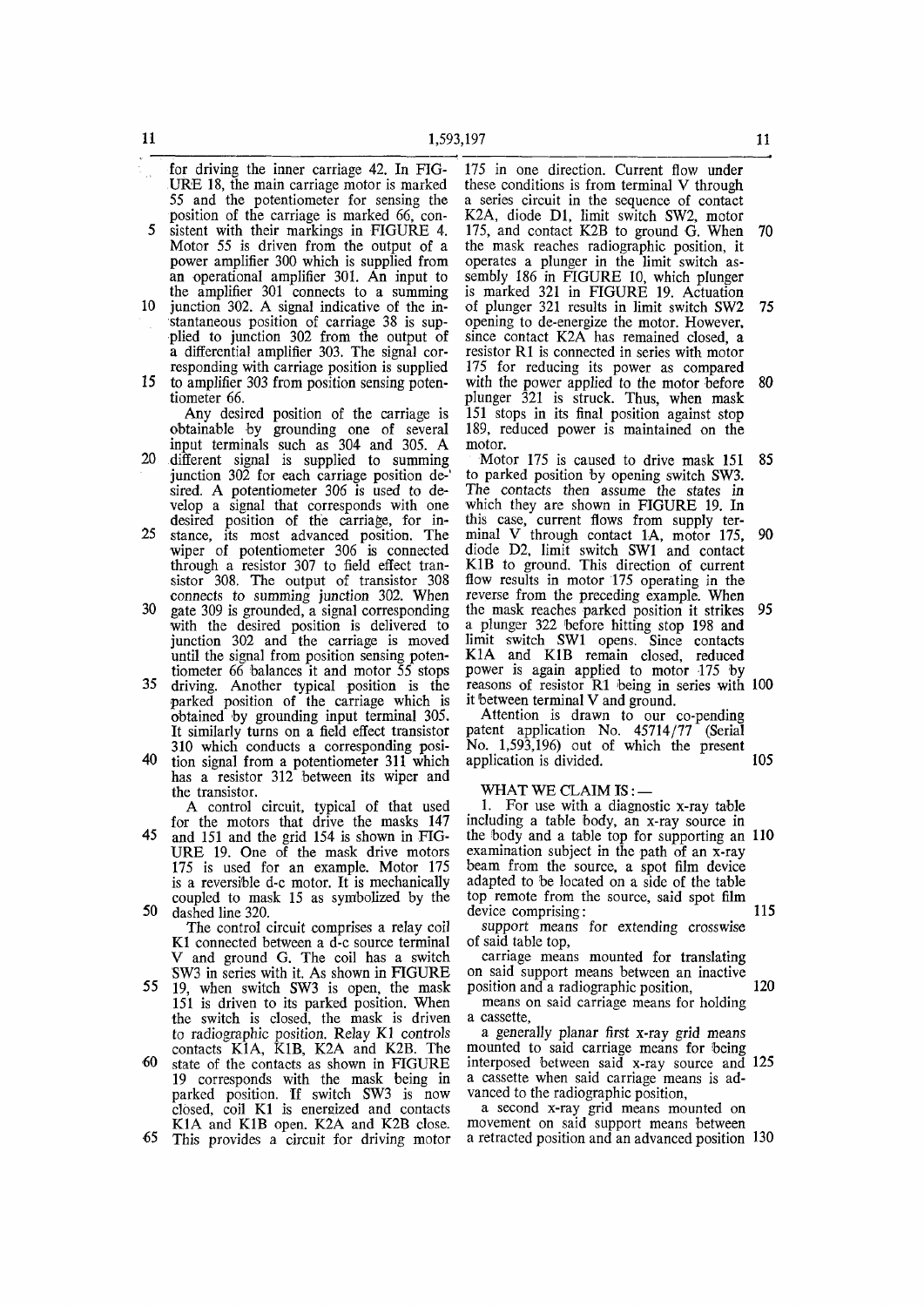for driving the inner carriage 42. In FIGURE 18, the main carriage motor is marked 55 and the potentiometer for sensing the position of the carriage is marked 66, consistent with their markings in FIGURE 4. Motor 55 is driven from the output of a power amplifier 300 which is supplied from an operational amplifier 301. An input to the amplifier 301 connects to a summing junction 302. A signal indicative of the instantaneous position of carriage 38 is supplied to junction 302 from the output of a differential amplifier 303. The signal corresponding with carriage position is supplied to amplifier 303 from position sensing potentiometer 66.

Any desired position of the carriage is obtainable by grounding one of several input terminals such as 304 and 305. A different signal is supplied to summing junction 302 for each carriage position desired. A potentiometer 306 is used to develop a signal that corresponds with one desired position of the carriage, for instance, its most advanced position. The wiper of potentiometer 306 is connected through a resistor 307 to field effect transistor 308. The output of transistor 308 connects to summing junction 302. When gate 309 is grounded, a signal corresponding with the desired position is delivered to junction 302 and the carriage is moved until the signal from position sensing potentiometer 66 balances it and motor 55 stops driving. Another typical position is the parked position of the carriage which is obtained by grounding input terminal 305. It similarly turns on a field effect transistor 310 which conducts a corresponding position signal from a potentiometer 311 which has a resistor 312 between its wiper and the transistor.

A control circuit, typical of that used for the motors that drive the masks 147 and 151 and the grid 154 is shown in FIGURE 19. One of the mask drive motors 175 is used for an example. Motor 175 is a reversible d-c motor. It is mechanically coupled to mask 15 as symbolized by the dashed line 320.

The control circuit comprises a relay coil K1 connected between a d-c source terminal V and ground G. The coil has a switch SW3 in series with it. As shown in FIGURE 19, when switch SW3 is open, the mask 151 is driven to its parked position. When the switch is closed, the mask is driven to radiographic position. Relay K1 controls contacts K1A, K1B, K2A and K2B. The state of the contacts as shown in FIGURE 19 corresponds with the mask being in parked position. If switch SW3 is now closed, coil K1 is energized and contacts K1A and K1B open. K2A and K2B close. This provides a circuit for driving motor 175 in one direction. Current flow under these conditions is from terminal V through a series circuit in the sequence of contact K2A, diode D1, limit switch SW2, motor 175, and contact K2B to ground G. When the mask reaches radiographic position, it operates a plunger in the limit switch assembly 186 in FIGURE 10, which plunger is marked 321 in FIGURE 19. Actuation of plunger 321 results in limit switch SW2 opening to de-energize the motor. However, since contact K2A has remained closed, a resistor R1 is connected in series with motor 175 for reducing its power as compared with the power applied to the motor before plunger 321 is struck. Thus, when mask 151 stops in its final position against stop 189, reduced power is maintained on the motor.

Motor 175 is caused to drive mask 151 to parked position by opening switch SW3. The contacts then assume the states in which they are shown in FIGURE 19. In this case, current flows from supply terminal V through contact 1A, motor 175, diode D2, limit switch SW1 and contact K1B to ground. This direction of current flow results in motor 175 operating in the reverse from the preceding example. When the mask reaches parked position it strikes a plunger 322 before hitting stop 198 and limit switch SW1 opens. Since contacts K1A and K1B remain closed, reduced power is again applied to motor 175 by reasons of resistor R1 being in series with it between terminal V and ground.

Attention is drawn to our co-pending patent application No. 45714/77 (Serial No. 1,593,196) out of which the present application is divided.

WHAT WE CLAIM IS: —

1. For use with a diagnostic x-ray table including a table body, an x-ray source in the body and a table top for supporting an examination subject in the path of an x-ray beam from the source, a spot film device adapted to be located on a side of the table top remote from the source, said spot film device comprising:

support means for extending crosswise of said table top,

carriage means mounted for translating on said support means between an inactive position and a radiographic position,

means on said carriage means for holding a cassette,

a generally planar first x-ray grid means mounted to said carriage means for being interposed between said x-ray source and a cassette when said carriage means is advanced to the radiographic position,

a second x-ray grid means mounted on movement on said support means between a retracted position and an advanced position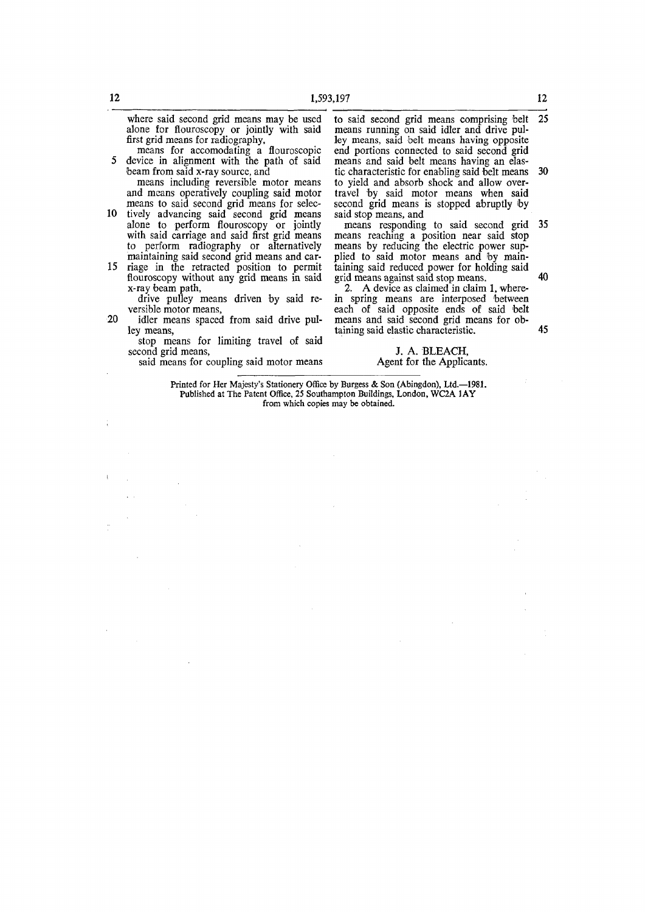where said second grid means may be used alone for flouroscopy or jointly with said first grid means for radiography,

means for accomodating a flouroscopic device in alignment with the path of said beam from said x-ray source, and

means including reversible motor means and means operatively coupling said motor means to said second grid means for selectively advancing said second grid means alone to perform flouroscopy or jointly with said carriage and said first grid means to perform radiography or alternatively maintaining said second grid means and carriage in the retracted position to permit flouroscopy without any grid means in said x-ray beam path,

drive pulley means driven by said reversible motor means,

idler means spaced from said drive pulley means,

stop means for limiting travel of said second grid means,

said means for coupling said motor means to said second grid means comprising belt means running on said idler and drive pulley means, said belt means having opposite end portions connected to said second grid means and said belt means having an elastic characteristic for enabling said belt means to yield and absorb shock and allow overtravel by said motor means when said second grid means is stopped abruptly by said stop means, and

means responding to said second grid means reaching a position near said stop means by reducing the electric power supplied to said motor means and by maintaining said reduced power for holding said grid means against said stop means.

2. A device as claimed in claim 1, wherein spring means are interposed between each of said opposite ends of said belt means and said second grid means for obtaining said elastic characteristic.

J. A. BLEACH,
Agent for the Applicants.

Printed for Her Majesty's Stationery Office by Burgess & Son (Abingdon), Ltd.—1981.
Published at The Patent Office, 25 Southampton Buildings, London, WC2A 1AY
from which copies may be obtained.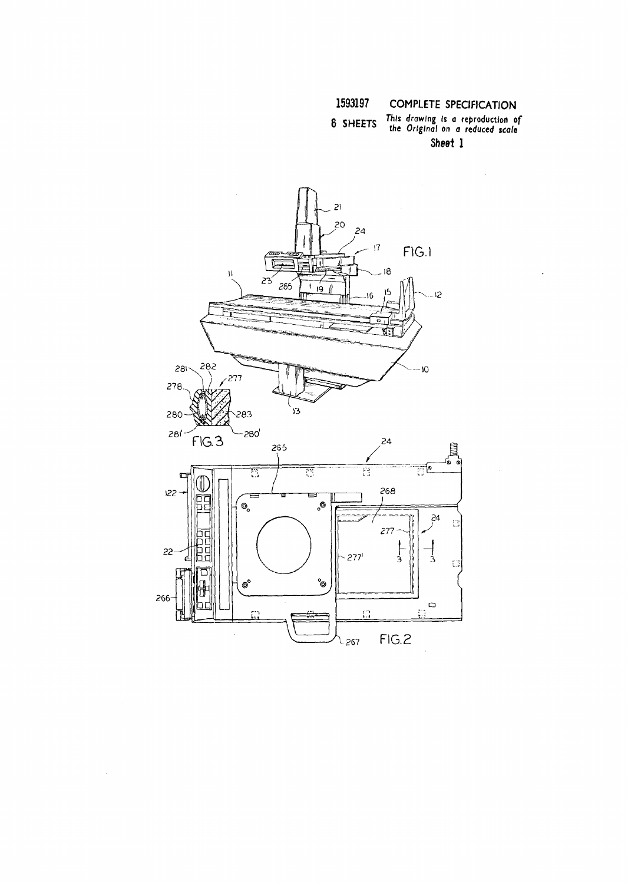1593197 COMPLETE SPECIFICATION

6 SHEETS *This drawing is a reproduction of the Original on a reduced scale*

Sheet 1

FIG.1

FIG.3

FIG.2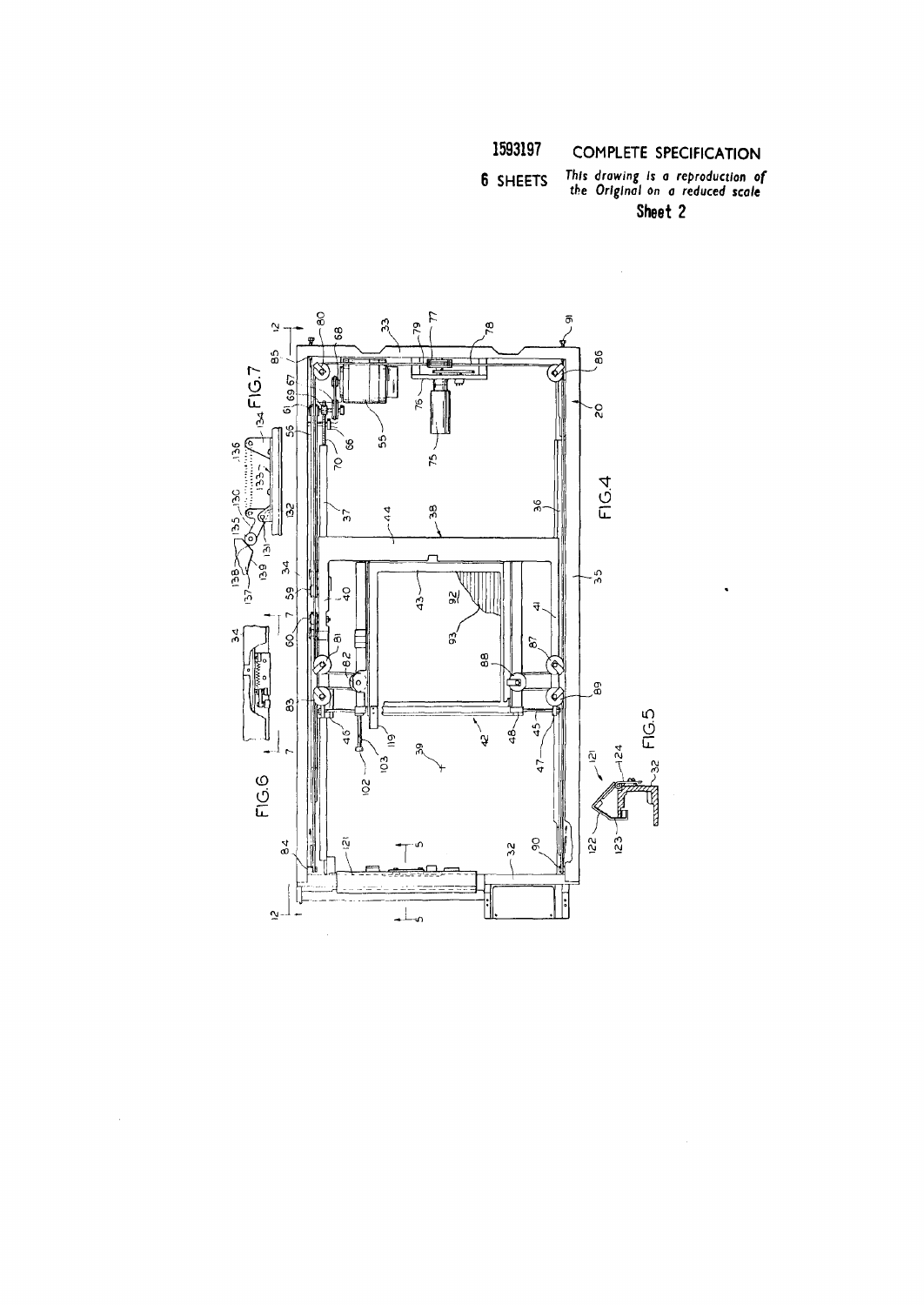1593197 COMPLETE SPECIFICATION

6 SHEETS *This drawing is a reproduction of the Original on a reduced scale*

**Sheet 2**

FIG.7

FIG.6

FIG.4

FIG.5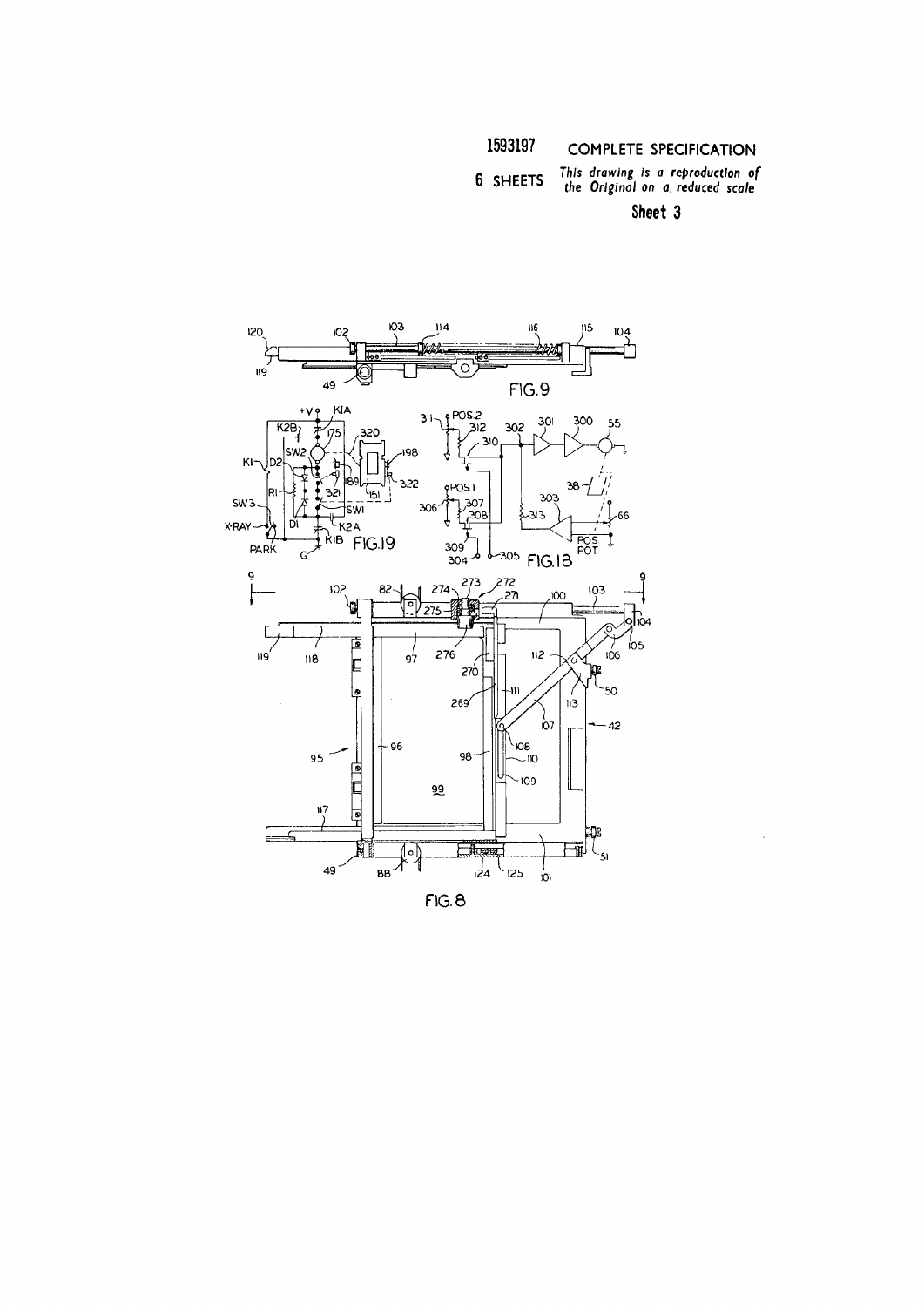1593197 COMPLETE SPECIFICATION

6 SHEETS *This drawing is a reproduction of the Original on a reduced scale*

**Sheet 3**

FIG. 9

FIG. 19

FIG. 18

FIG. 8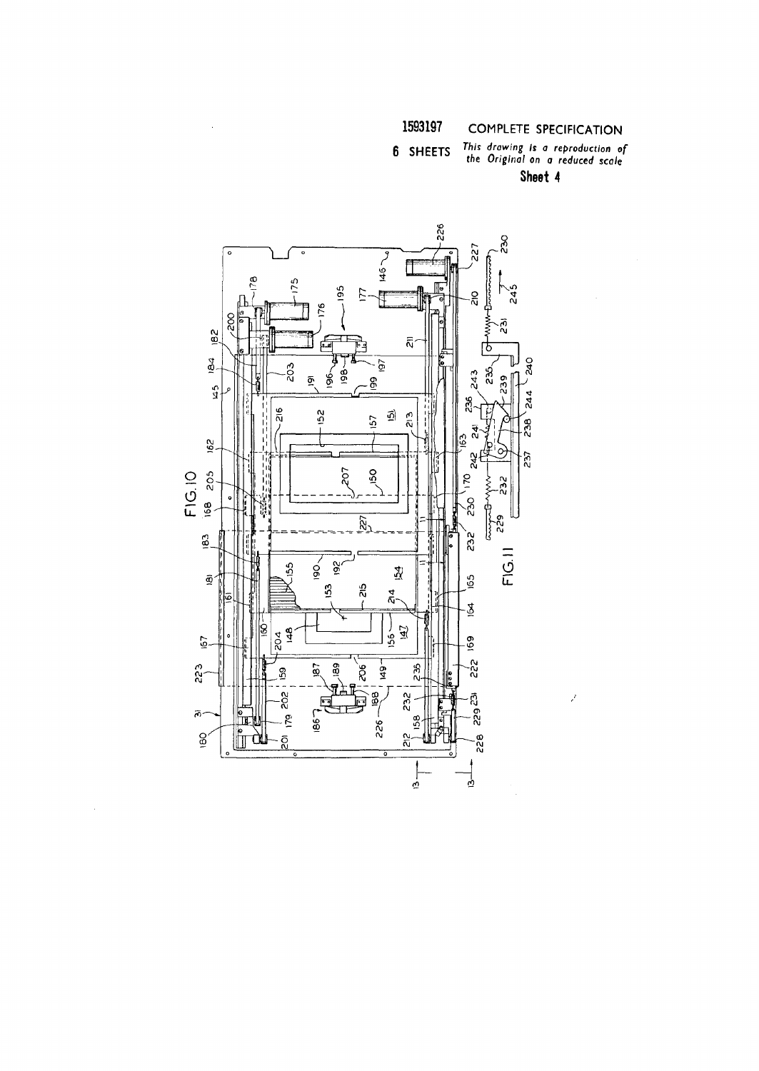1593197 COMPLETE SPECIFICATION

6 SHEETS *This drawing is a reproduction of the Original on a reduced scale*

**Sheet 4**

FIG. 10

FIG. 11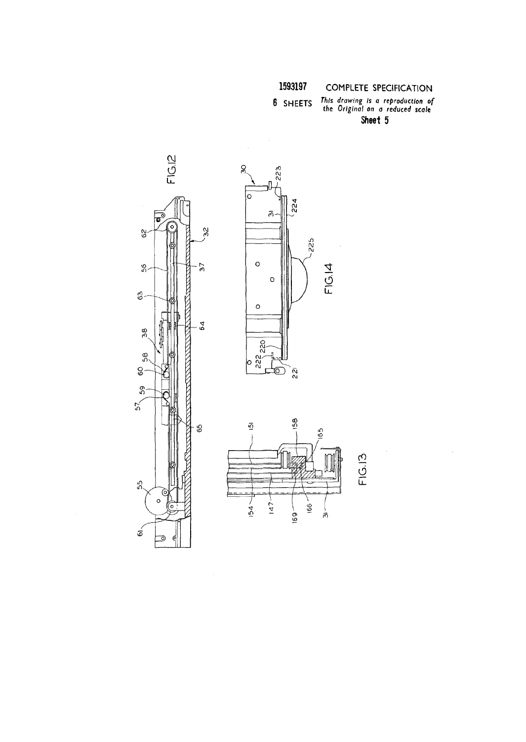1593197 COMPLETE SPECIFICATION

6 SHEETS *This drawing is a reproduction of the Original on a reduced scale*

**Sheet 5**

FIG.12

FIG.13

FIG.14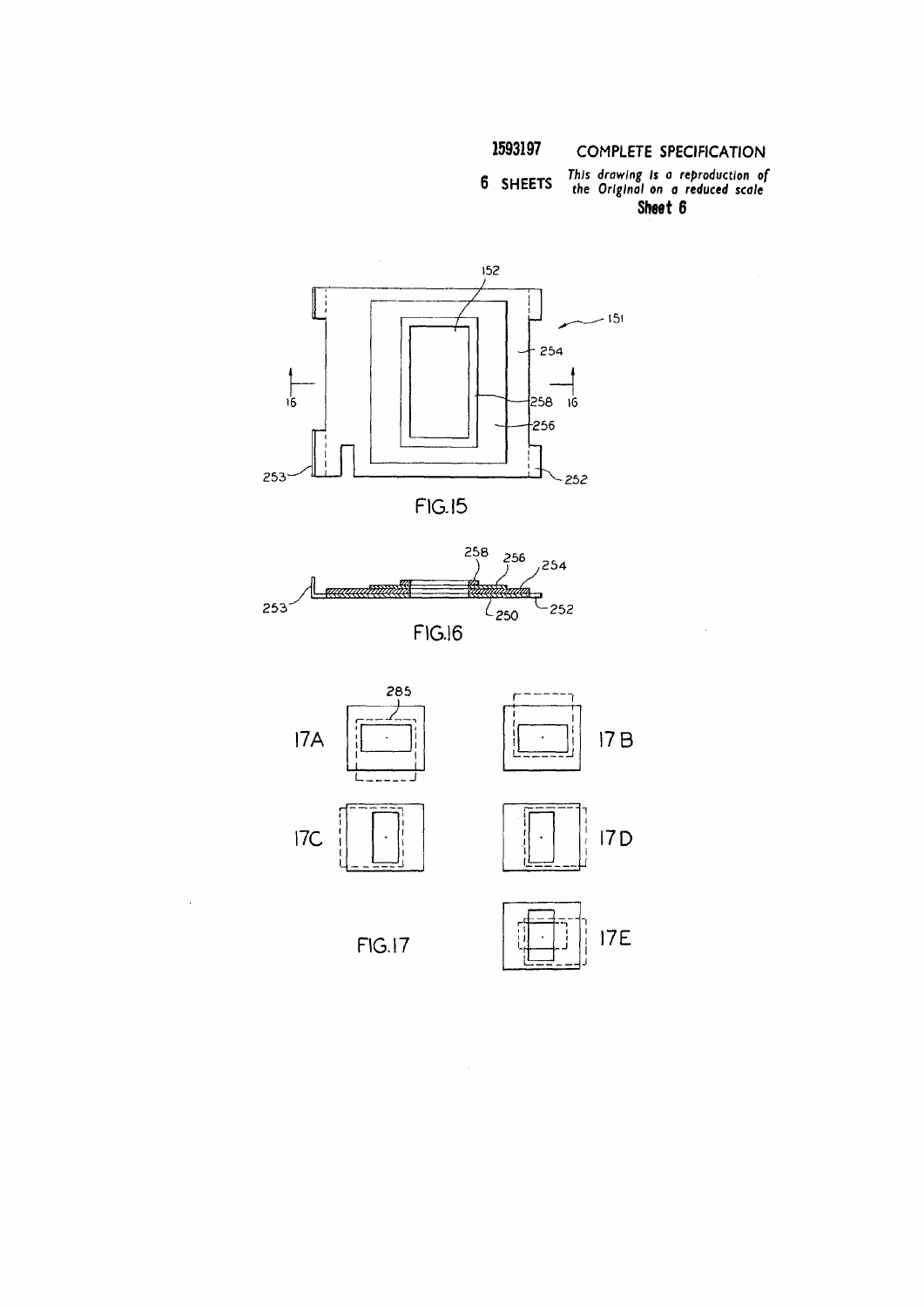1593197 COMPLETE SPECIFICATION

6 SHEETS *This drawing is a reproduction of the Original on a reduced scale*

**Sheet 6**

152

151

254

16

258 16

256

253

252

FIG.15

258 256 254

253

250 252

FIG.16

285

17A

17B

17C

17D

FIG.17

17E